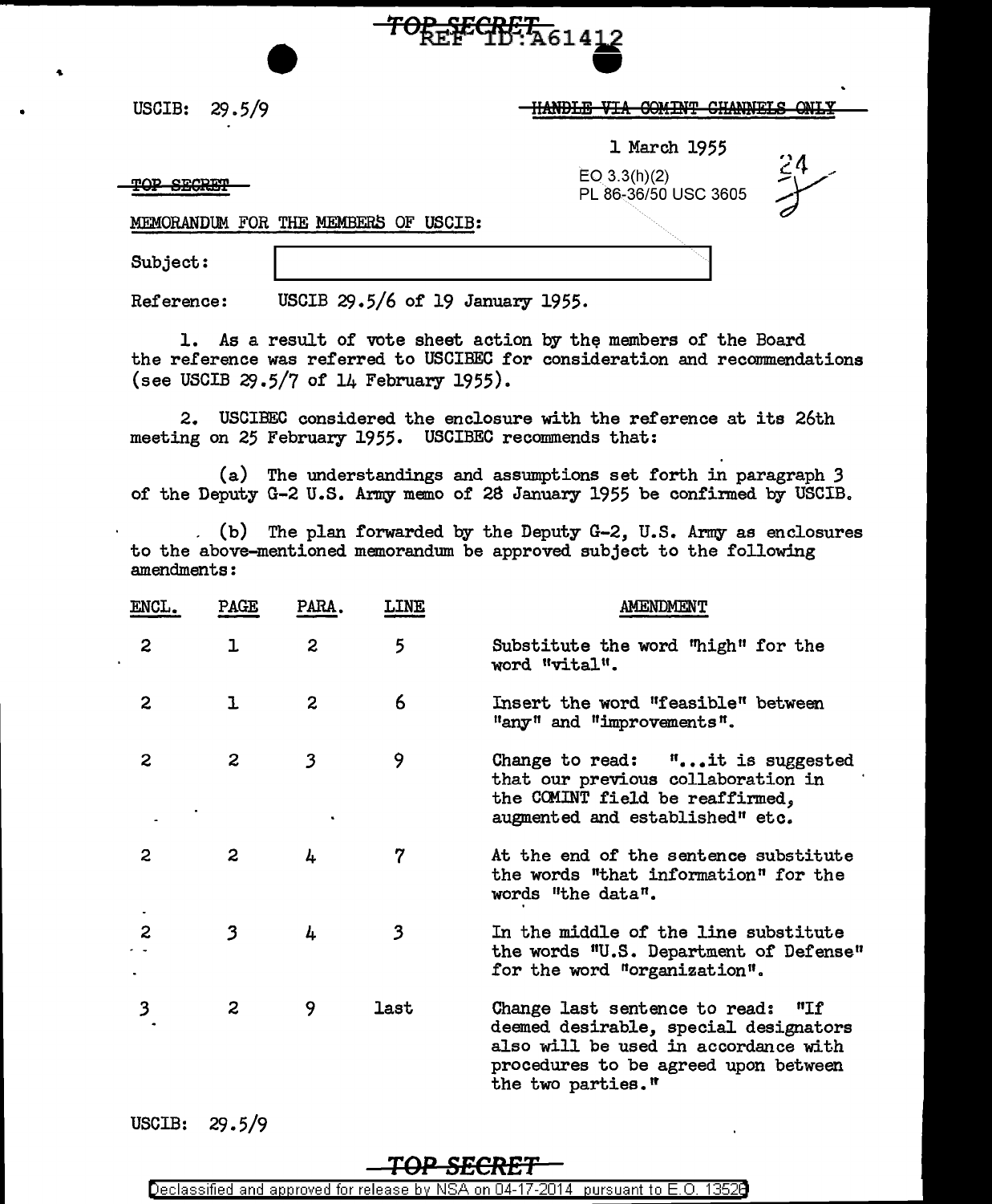TOP SECRET REF ID:A61412

USCIB: 29.5/9

~~HANDLE VIA COMINT CHANNELS ONLY~~

1 March 1955

EO 3.3(h)(2)
PL 86-36/50 USC 3605

~~TOP SECRET~~

MEMORANDUM FOR THE MEMBERS OF USCIB:

Subject: [redacted]

Reference: USCIB 29.5/6 of 19 January 1955.

1. As a result of vote sheet action by the members of the Board the reference was referred to USCIBEC for consideration and recommendations (see USCIB 29.5/7 of 14 February 1955).

2. USCIBEC considered the enclosure with the reference at its 26th meeting on 25 February 1955. USCIBEC recommends that:

(a) The understandings and assumptions set forth in paragraph 3 of the Deputy G-2 U.S. Army memo of 28 January 1955 be confirmed by USCIB.

(b) The plan forwarded by the Deputy G-2, U.S. Army as enclosures to the above-mentioned memorandum be approved subject to the following amendments:

| ENCL. | PAGE | PARA. | LINE | AMENDMENT |
|---|---|---|---|---|
| 2 | 1 | 2 | 5 | Substitute the word "high" for the word "vital". |
| 2 | 1 | 2 | 6 | Insert the word "feasible" between "any" and "improvements". |
| 2 | 2 | 3 | 9 | Change to read: "...it is suggested that our previous collaboration in the COMINT field be reaffirmed, augmented and established" etc. |
| 2 | 2 | 4 | 7 | At the end of the sentence substitute the words "that information" for the words "the data". |
| 2 | 3 | 4 | 3 | In the middle of the line substitute the words "U.S. Department of Defense" for the word "organization". |
| 3 | 2 | 9 | last | Change last sentence to read: "If deemed desirable, special designators also will be used in accordance with procedures to be agreed upon between the two parties." |

USCIB: 29.5/9

TOP SECRET

Declassified and approved for release by NSA on 04-17-2014 pursuant to E.O. 13526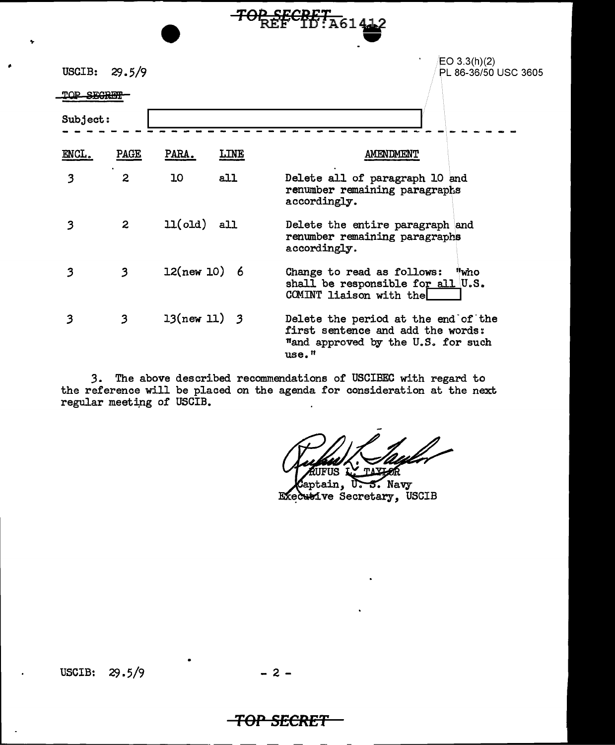TOP SECRET

USCIB: 29.5/9

EO 3.3(h)(2)
PL 86-36/50 USC 3605

TOP SECRET

Subject: [redacted]

| ENCL. | PAGE | PARA. | LINE | AMENDMENT |
|---|---|---|---|---|
| 3 | 2 | 10 | all | Delete all of paragraph 10 and renumber remaining paragraphs accordingly. |
| 3 | 2 | 11(old) | all | Delete the entire paragraph and renumber remaining paragraphs accordingly. |
| 3 | 3 | 12(new 10) | 6 | Change to read as follows: "who shall be responsible for all U.S. COMINT liaison with the [redacted] |
| 3 | 3 | 13(new 11) | 3 | Delete the period at the end of the first sentence and add the words: "and approved by the U.S. for such use." |

3. The above described recommendations of USCIBEC with regard to the reference will be placed on the agenda for consideration at the next regular meeting of USCIB.

RUFUS L. TAYLOR
Captain, U. S. Navy
Executive Secretary, USCIB

USCIB: 29.5/9

TOP SECRET